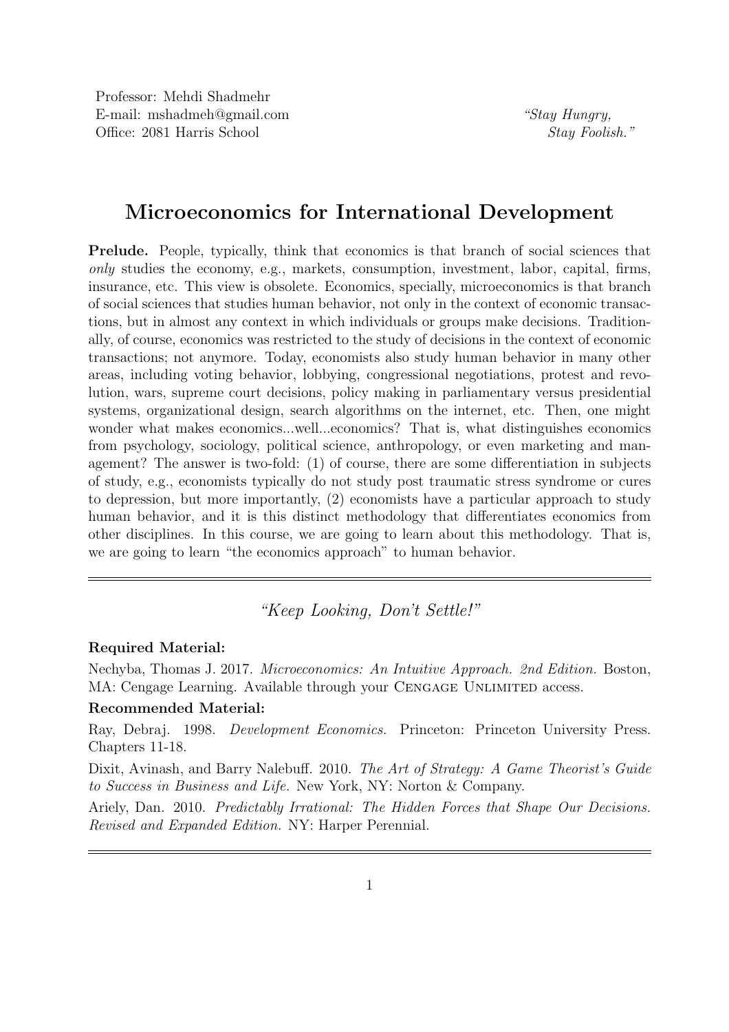Professor: Mehdi Shadmehr
E-mail: mshadmeh@gmail.com
Office: 2081 Harris School

*"Stay Hungry, Stay Foolish."*

# Microeconomics for International Development

**Prelude.** People, typically, think that economics is that branch of social sciences that *only* studies the economy, e.g., markets, consumption, investment, labor, capital, firms, insurance, etc. This view is obsolete. Economics, specially, microeconomics is that branch of social sciences that studies human behavior, not only in the context of economic transactions, but in almost any context in which individuals or groups make decisions. Traditionally, of course, economics was restricted to the study of decisions in the context of economic transactions; not anymore. Today, economists also study human behavior in many other areas, including voting behavior, lobbying, congressional negotiations, protest and revolution, wars, supreme court decisions, policy making in parliamentary versus presidential systems, organizational design, search algorithms on the internet, etc. Then, one might wonder what makes economics...well...economics? That is, what distinguishes economics from psychology, sociology, political science, anthropology, or even marketing and management? The answer is two-fold: (1) of course, there are some differentiation in subjects of study, e.g., economists typically do not study post traumatic stress syndrome or cures to depression, but more importantly, (2) economists have a particular approach to study human behavior, and it is this distinct methodology that differentiates economics from other disciplines. In this course, we are going to learn about this methodology. That is, we are going to learn "the economics approach" to human behavior.

---

*"Keep Looking, Don't Settle!"*

**Required Material:**

Nechyba, Thomas J. 2017. *Microeconomics: An Intuitive Approach. 2nd Edition.* Boston, MA: Cengage Learning. Available through your Cengage Unlimited access.

**Recommended Material:**

Ray, Debraj. 1998. *Development Economics.* Princeton: Princeton University Press. Chapters 11-18.

Dixit, Avinash, and Barry Nalebuff. 2010. *The Art of Strategy: A Game Theorist's Guide to Success in Business and Life.* New York, NY: Norton & Company.

Ariely, Dan. 2010. *Predictably Irrational: The Hidden Forces that Shape Our Decisions. Revised and Expanded Edition.* NY: Harper Perennial.

---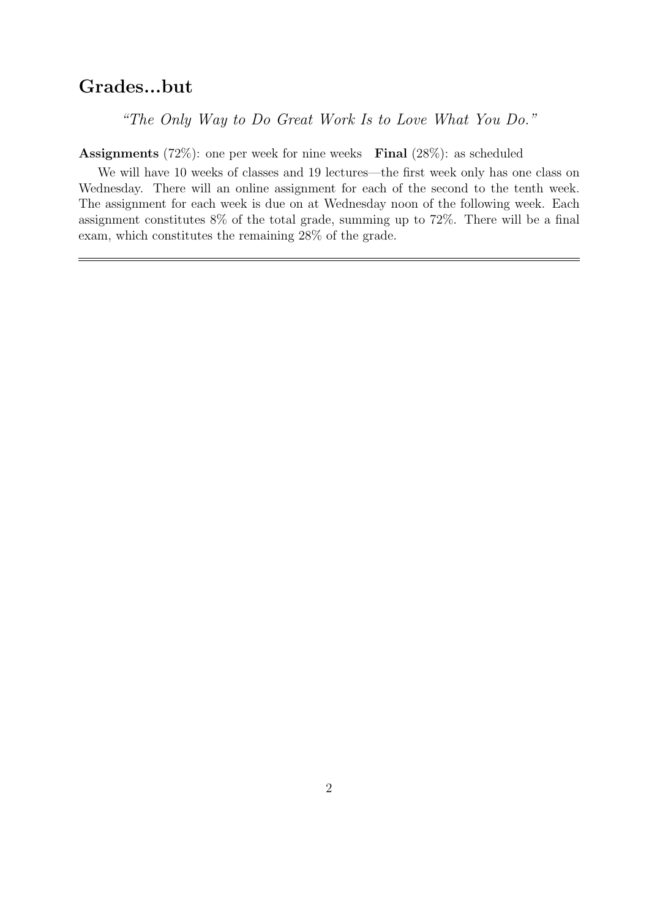## Grades...but

*"The Only Way to Do Great Work Is to Love What You Do."*

**Assignments** (72%): one per week for nine weeks **Final** (28%): as scheduled

We will have 10 weeks of classes and 19 lectures—the first week only has one class on Wednesday. There will an online assignment for each of the second to the tenth week. The assignment for each week is due on at Wednesday noon of the following week. Each assignment constitutes 8% of the total grade, summing up to 72%. There will be a final exam, which constitutes the remaining 28% of the grade.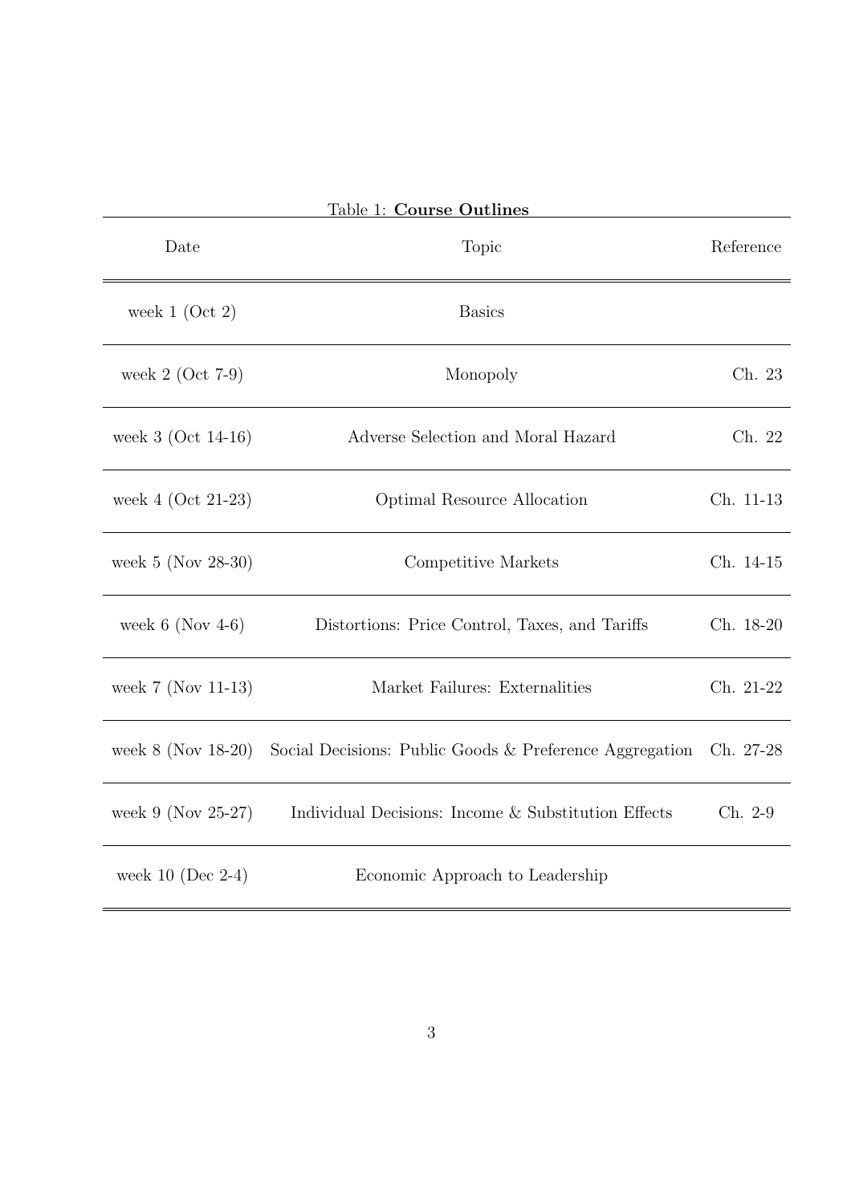Table 1: **Course Outlines**

| Date | Topic | Reference |
|---|---|---|
| week 1 (Oct 2) | Basics | |
| week 2 (Oct 7-9) | Monopoly | Ch. 23 |
| week 3 (Oct 14-16) | Adverse Selection and Moral Hazard | Ch. 22 |
| week 4 (Oct 21-23) | Optimal Resource Allocation | Ch. 11-13 |
| week 5 (Nov 28-30) | Competitive Markets | Ch. 14-15 |
| week 6 (Nov 4-6) | Distortions: Price Control, Taxes, and Tariffs | Ch. 18-20 |
| week 7 (Nov 11-13) | Market Failures: Externalities | Ch. 21-22 |
| week 8 (Nov 18-20) | Social Decisions: Public Goods & Preference Aggregation | Ch. 27-28 |
| week 9 (Nov 25-27) | Individual Decisions: Income & Substitution Effects | Ch. 2-9 |
| week 10 (Dec 2-4) | Economic Approach to Leadership | |